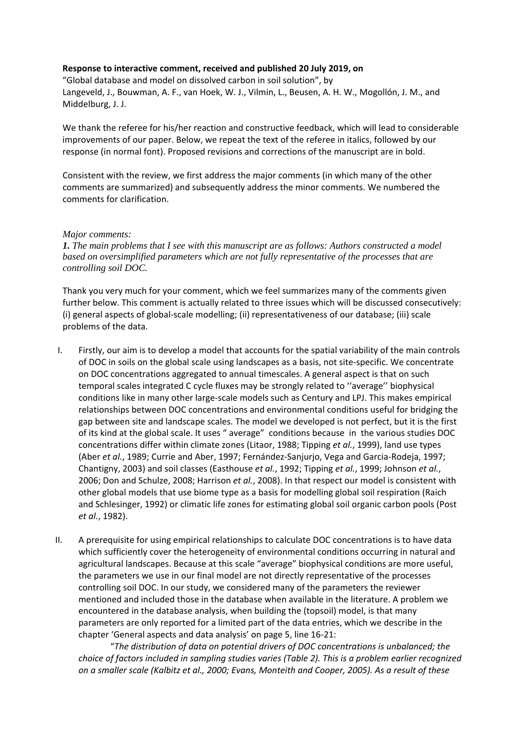**Response to interactive comment, received and published 20 July 2019, on**
"Global database and model on dissolved carbon in soil solution", by
Langeveld, J., Bouwman, A. F., van Hoek, W. J., Vilmin, L., Beusen, A. H. W., Mogollón, J. M., and Middelburg, J. J.

We thank the referee for his/her reaction and constructive feedback, which will lead to considerable improvements of our paper. Below, we repeat the text of the referee in italics, followed by our response (in normal font). Proposed revisions and corrections of the manuscript are in bold.

Consistent with the review, we first address the major comments (in which many of the other comments are summarized) and subsequently address the minor comments. We numbered the comments for clarification.

*Major comments:*

***1.** The main problems that I see with this manuscript are as follows: Authors constructed a model based on oversimplified parameters which are not fully representative of the processes that are controlling soil DOC.*

Thank you very much for your comment, which we feel summarizes many of the comments given further below. This comment is actually related to three issues which will be discussed consecutively: (i) general aspects of global-scale modelling; (ii) representativeness of our database; (iii) scale problems of the data.

I. Firstly, our aim is to develop a model that accounts for the spatial variability of the main controls of DOC in soils on the global scale using landscapes as a basis, not site-specific. We concentrate on DOC concentrations aggregated to annual timescales. A general aspect is that on such temporal scales integrated C cycle fluxes may be strongly related to ''average'' biophysical conditions like in many other large-scale models such as Century and LPJ. This makes empirical relationships between DOC concentrations and environmental conditions useful for bridging the gap between site and landscape scales. The model we developed is not perfect, but it is the first of its kind at the global scale. It uses " average" conditions because in the various studies DOC concentrations differ within climate zones (Litaor, 1988; Tipping *et al.*, 1999), land use types (Aber *et al.*, 1989; Currie and Aber, 1997; Fernández-Sanjurjo, Vega and Garcia-Rodeja, 1997; Chantigny, 2003) and soil classes (Easthouse *et al.*, 1992; Tipping *et al.*, 1999; Johnson *et al.*, 2006; Don and Schulze, 2008; Harrison *et al.*, 2008). In that respect our model is consistent with other global models that use biome type as a basis for modelling global soil respiration (Raich and Schlesinger, 1992) or climatic life zones for estimating global soil organic carbon pools (Post *et al.*, 1982).

II. A prerequisite for using empirical relationships to calculate DOC concentrations is to have data which sufficiently cover the heterogeneity of environmental conditions occurring in natural and agricultural landscapes. Because at this scale "average" biophysical conditions are more useful, the parameters we use in our final model are not directly representative of the processes controlling soil DOC. In our study, we considered many of the parameters the reviewer mentioned and included those in the database when available in the literature. A problem we encountered in the database analysis, when building the (topsoil) model, is that many parameters are only reported for a limited part of the data entries, which we describe in the chapter 'General aspects and data analysis' on page 5, line 16-21:

"*The distribution of data on potential drivers of DOC concentrations is unbalanced; the choice of factors included in sampling studies varies (Table 2). This is a problem earlier recognized on a smaller scale (Kalbitz et al., 2000; Evans, Monteith and Cooper, 2005). As a result of these*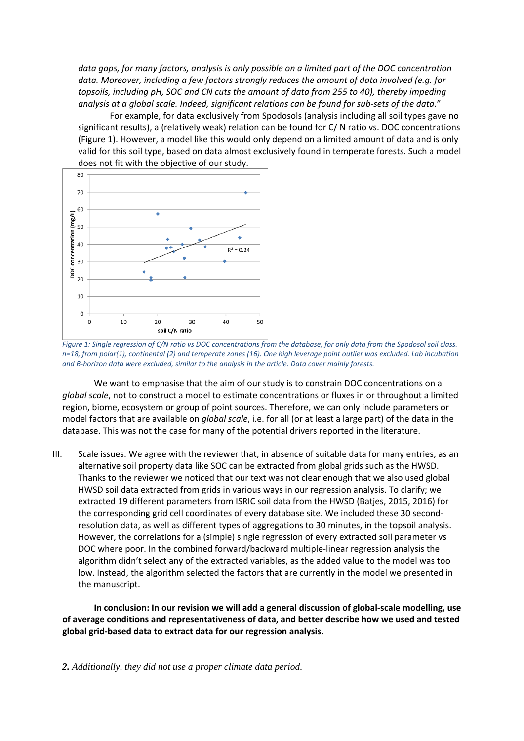*data gaps, for many factors, analysis is only possible on a limited part of the DOC concentration data. Moreover, including a few factors strongly reduces the amount of data involved (e.g. for topsoils, including pH, SOC and CN cuts the amount of data from 255 to 40), thereby impeding analysis at a global scale. Indeed, significant relations can be found for sub-sets of the data.*"

For example, for data exclusively from Spodosols (analysis including all soil types gave no significant results), a (relatively weak) relation can be found for C/ N ratio vs. DOC concentrations (Figure 1). However, a model like this would only depend on a limited amount of data and is only valid for this soil type, based on data almost exclusively found in temperate forests. Such a model does not fit with the objective of our study.

*Figure 1: Single regression of C/N ratio vs DOC concentrations from the database, for only data from the Spodosol soil class. n=18, from polar(1), continental (2) and temperate zones (16). One high leverage point outlier was excluded. Lab incubation and B-horizon data were excluded, similar to the analysis in the article. Data cover mainly forests.*

We want to emphasise that the aim of our study is to constrain DOC concentrations on a *global scale*, not to construct a model to estimate concentrations or fluxes in or throughout a limited region, biome, ecosystem or group of point sources. Therefore, we can only include parameters or model factors that are available on *global scale*, i.e. for all (or at least a large part) of the data in the database. This was not the case for many of the potential drivers reported in the literature.

III. Scale issues. We agree with the reviewer that, in absence of suitable data for many entries, as an alternative soil property data like SOC can be extracted from global grids such as the HWSD. Thanks to the reviewer we noticed that our text was not clear enough that we also used global HWSD soil data extracted from grids in various ways in our regression analysis. To clarify; we extracted 19 different parameters from ISRIC soil data from the HWSD (Batjes, 2015, 2016) for the corresponding grid cell coordinates of every database site. We included these 30 second-resolution data, as well as different types of aggregations to 30 minutes, in the topsoil analysis. However, the correlations for a (simple) single regression of every extracted soil parameter vs DOC where poor. In the combined forward/backward multiple-linear regression analysis the algorithm didn't select any of the extracted variables, as the added value to the model was too low. Instead, the algorithm selected the factors that are currently in the model we presented in the manuscript.

**In conclusion: In our revision we will add a general discussion of global-scale modelling, use of average conditions and representativeness of data, and better describe how we used and tested global grid-based data to extract data for our regression analysis.**

***2.*** *Additionally, they did not use a proper climate data period.*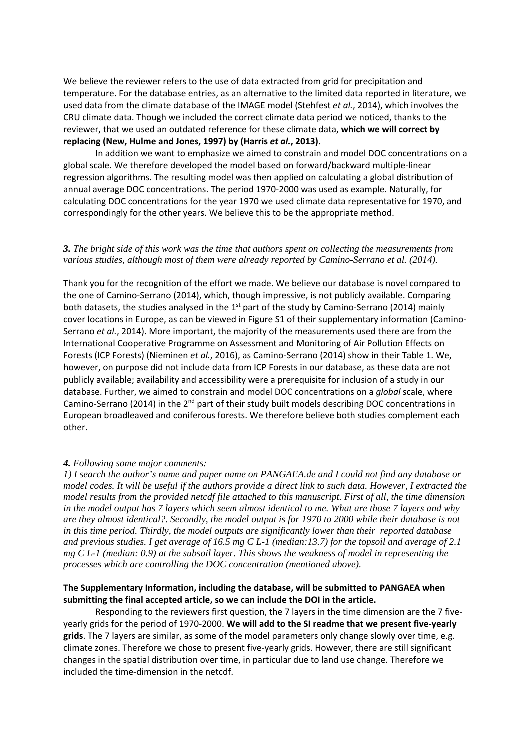We believe the reviewer refers to the use of data extracted from grid for precipitation and temperature. For the database entries, as an alternative to the limited data reported in literature, we used data from the climate database of the IMAGE model (Stehfest *et al.*, 2014), which involves the CRU climate data. Though we included the correct climate data period we noticed, thanks to the reviewer, that we used an outdated reference for these climate data, **which we will correct by replacing (New, Hulme and Jones, 1997) by (Harris *et al.*, 2013).**

In addition we want to emphasize we aimed to constrain and model DOC concentrations on a global scale. We therefore developed the model based on forward/backward multiple-linear regression algorithms. The resulting model was then applied on calculating a global distribution of annual average DOC concentrations. The period 1970-2000 was used as example. Naturally, for calculating DOC concentrations for the year 1970 we used climate data representative for 1970, and correspondingly for the other years. We believe this to be the appropriate method.

***3.*** *The bright side of this work was the time that authors spent on collecting the measurements from various studies, although most of them were already reported by Camino-Serrano et al. (2014).*

Thank you for the recognition of the effort we made. We believe our database is novel compared to the one of Camino-Serrano (2014), which, though impressive, is not publicly available. Comparing both datasets, the studies analysed in the 1st part of the study by Camino-Serrano (2014) mainly cover locations in Europe, as can be viewed in Figure S1 of their supplementary information (Camino-Serrano *et al.*, 2014). More important, the majority of the measurements used there are from the International Cooperative Programme on Assessment and Monitoring of Air Pollution Effects on Forests (ICP Forests) (Nieminen *et al.*, 2016), as Camino-Serrano (2014) show in their Table 1. We, however, on purpose did not include data from ICP Forests in our database, as these data are not publicly available; availability and accessibility were a prerequisite for inclusion of a study in our database. Further, we aimed to constrain and model DOC concentrations on a *global* scale, where Camino-Serrano (2014) in the 2nd part of their study built models describing DOC concentrations in European broadleaved and coniferous forests. We therefore believe both studies complement each other.

***4.*** *Following some major comments:*
*1) I search the author's name and paper name on PANGAEA.de and I could not find any database or model codes. It will be useful if the authors provide a direct link to such data. However, I extracted the model results from the provided netcdf file attached to this manuscript. First of all, the time dimension in the model output has 7 layers which seem almost identical to me. What are those 7 layers and why are they almost identical?. Secondly, the model output is for 1970 to 2000 while their database is not in this time period. Thirdly, the model outputs are significantly lower than their reported database and previous studies. I get average of 16.5 mg C L-1 (median:13.7) for the topsoil and average of 2.1 mg C L-1 (median: 0.9) at the subsoil layer. This shows the weakness of model in representing the processes which are controlling the DOC concentration (mentioned above).*

**The Supplementary Information, including the database, will be submitted to PANGAEA when submitting the final accepted article, so we can include the DOI in the article.**

Responding to the reviewers first question, the 7 layers in the time dimension are the 7 five-yearly grids for the period of 1970-2000. **We will add to the SI readme that we present five-yearly grids**. The 7 layers are similar, as some of the model parameters only change slowly over time, e.g. climate zones. Therefore we chose to present five-yearly grids. However, there are still significant changes in the spatial distribution over time, in particular due to land use change. Therefore we included the time-dimension in the netcdf.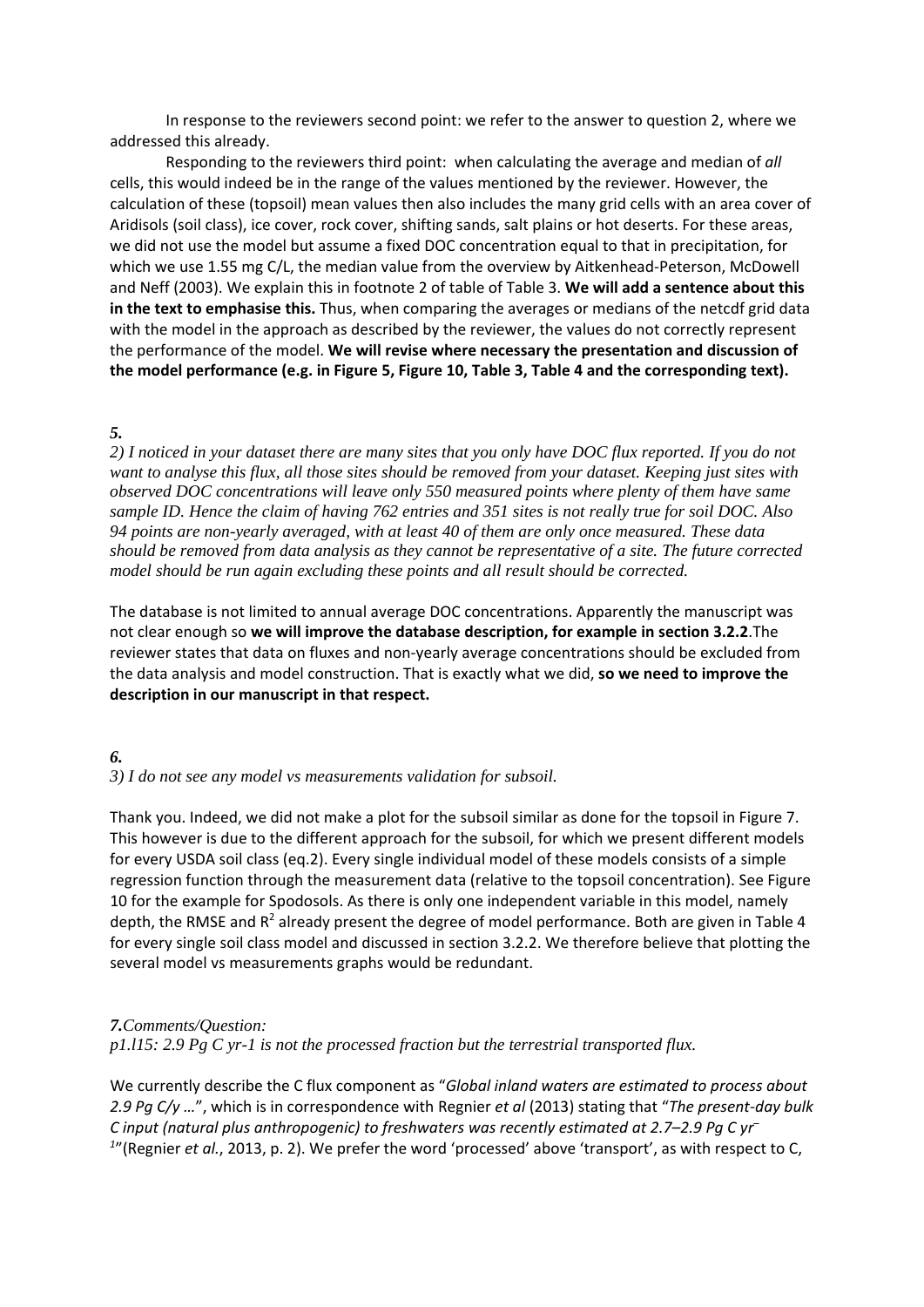In response to the reviewers second point: we refer to the answer to question 2, where we addressed this already.

Responding to the reviewers third point: when calculating the average and median of *all* cells, this would indeed be in the range of the values mentioned by the reviewer. However, the calculation of these (topsoil) mean values then also includes the many grid cells with an area cover of Aridisols (soil class), ice cover, rock cover, shifting sands, salt plains or hot deserts. For these areas, we did not use the model but assume a fixed DOC concentration equal to that in precipitation, for which we use 1.55 mg C/L, the median value from the overview by Aitkenhead-Peterson, McDowell and Neff (2003). We explain this in footnote 2 of table of Table 3. **We will add a sentence about this in the text to emphasise this.** Thus, when comparing the averages or medians of the netcdf grid data with the model in the approach as described by the reviewer, the values do not correctly represent the performance of the model. **We will revise where necessary the presentation and discussion of the model performance (e.g. in Figure 5, Figure 10, Table 3, Table 4 and the corresponding text).**

***5.***

*2) I noticed in your dataset there are many sites that you only have DOC flux reported. If you do not want to analyse this flux, all those sites should be removed from your dataset. Keeping just sites with observed DOC concentrations will leave only 550 measured points where plenty of them have same sample ID. Hence the claim of having 762 entries and 351 sites is not really true for soil DOC. Also 94 points are non-yearly averaged, with at least 40 of them are only once measured. These data should be removed from data analysis as they cannot be representative of a site. The future corrected model should be run again excluding these points and all result should be corrected.*

The database is not limited to annual average DOC concentrations. Apparently the manuscript was not clear enough so **we will improve the database description, for example in section 3.2.2**.The reviewer states that data on fluxes and non-yearly average concentrations should be excluded from the data analysis and model construction. That is exactly what we did, **so we need to improve the description in our manuscript in that respect.**

***6.***

*3) I do not see any model vs measurements validation for subsoil.*

Thank you. Indeed, we did not make a plot for the subsoil similar as done for the topsoil in Figure 7. This however is due to the different approach for the subsoil, for which we present different models for every USDA soil class (eq.2). Every single individual model of these models consists of a simple regression function through the measurement data (relative to the topsoil concentration). See Figure 10 for the example for Spodosols. As there is only one independent variable in this model, namely depth, the RMSE and $R^2$ already present the degree of model performance. Both are given in Table 4 for every single soil class model and discussed in section 3.2.2. We therefore believe that plotting the several model vs measurements graphs would be redundant.

***7.****Comments/Question:*

*p1.l15: 2.9 Pg C yr-1 is not the processed fraction but the terrestrial transported flux.*

We currently describe the C flux component as "*Global inland waters are estimated to process about 2.9 Pg C/y …*", which is in correspondence with Regnier *et al* (2013) stating that "*The present-day bulk C input (natural plus anthropogenic) to freshwaters was recently estimated at 2.7–2.9 Pg C yr$^{-1}$*"(Regnier *et al.*, 2013, p. 2). We prefer the word 'processed' above 'transport', as with respect to C,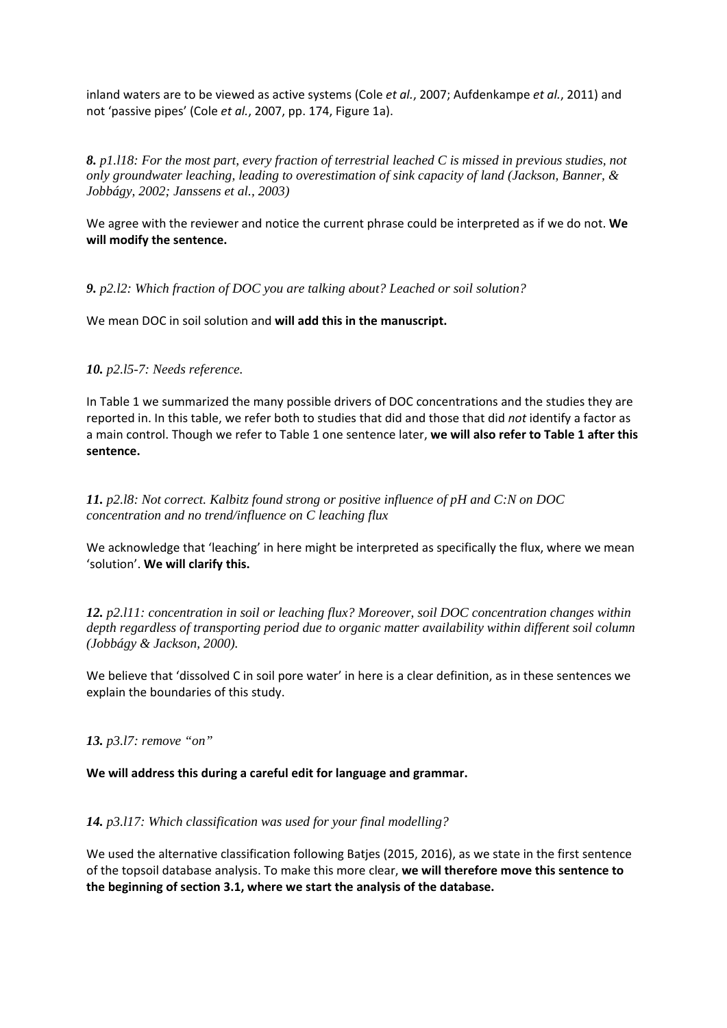inland waters are to be viewed as active systems (Cole *et al.*, 2007; Aufdenkampe *et al.*, 2011) and not 'passive pipes' (Cole *et al.*, 2007, pp. 174, Figure 1a).

***8.*** *p1.l18: For the most part, every fraction of terrestrial leached C is missed in previous studies, not only groundwater leaching, leading to overestimation of sink capacity of land (Jackson, Banner, & Jobbágy, 2002; Janssens et al., 2003)*

We agree with the reviewer and notice the current phrase could be interpreted as if we do not. **We will modify the sentence.**

***9.*** *p2.l2: Which fraction of DOC you are talking about? Leached or soil solution?*

We mean DOC in soil solution and **will add this in the manuscript.**

***10.*** *p2.l5-7: Needs reference.*

In Table 1 we summarized the many possible drivers of DOC concentrations and the studies they are reported in. In this table, we refer both to studies that did and those that did *not* identify a factor as a main control. Though we refer to Table 1 one sentence later, **we will also refer to Table 1 after this sentence.**

***11.*** *p2.l8: Not correct. Kalbitz found strong or positive influence of pH and C:N on DOC concentration and no trend/influence on C leaching flux*

We acknowledge that 'leaching' in here might be interpreted as specifically the flux, where we mean 'solution'. **We will clarify this.**

***12.*** *p2.l11: concentration in soil or leaching flux? Moreover, soil DOC concentration changes within depth regardless of transporting period due to organic matter availability within different soil column (Jobbágy & Jackson, 2000).*

We believe that 'dissolved C in soil pore water' in here is a clear definition, as in these sentences we explain the boundaries of this study.

***13.*** *p3.l7: remove "on"*

**We will address this during a careful edit for language and grammar.**

***14.*** *p3.l17: Which classification was used for your final modelling?*

We used the alternative classification following Batjes (2015, 2016), as we state in the first sentence of the topsoil database analysis. To make this more clear, **we will therefore move this sentence to the beginning of section 3.1, where we start the analysis of the database.**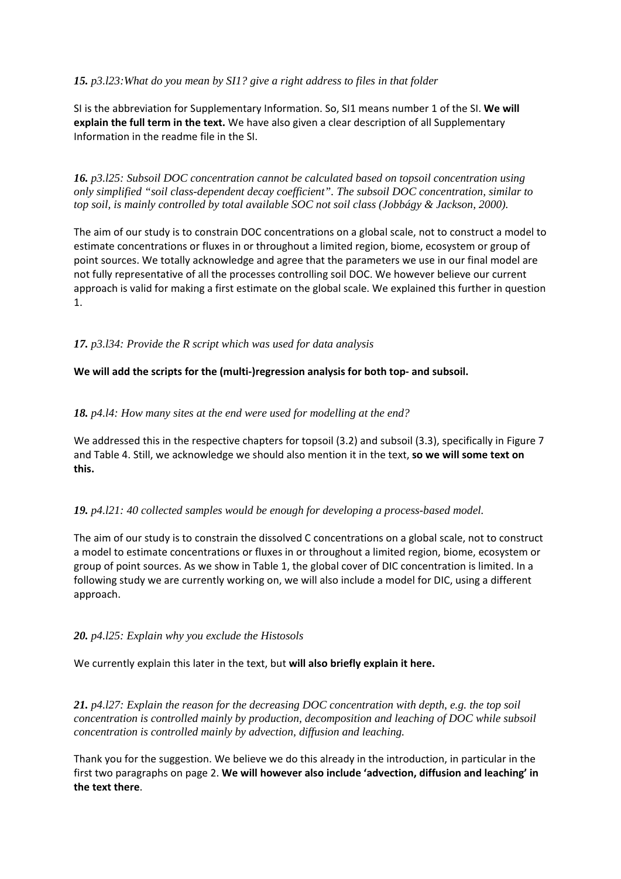***15.*** *p3.l23:What do you mean by SI1? give a right address to files in that folder*

SI is the abbreviation for Supplementary Information. So, SI1 means number 1 of the SI. **We will explain the full term in the text.** We have also given a clear description of all Supplementary Information in the readme file in the SI.

***16.*** *p3.l25: Subsoil DOC concentration cannot be calculated based on topsoil concentration using only simplified "soil class-dependent decay coefficient". The subsoil DOC concentration, similar to top soil, is mainly controlled by total available SOC not soil class (Jobbágy & Jackson, 2000).*

The aim of our study is to constrain DOC concentrations on a global scale, not to construct a model to estimate concentrations or fluxes in or throughout a limited region, biome, ecosystem or group of point sources. We totally acknowledge and agree that the parameters we use in our final model are not fully representative of all the processes controlling soil DOC. We however believe our current approach is valid for making a first estimate on the global scale. We explained this further in question 1.

***17.*** *p3.l34: Provide the R script which was used for data analysis*

**We will add the scripts for the (multi-)regression analysis for both top- and subsoil.**

***18.*** *p4.l4: How many sites at the end were used for modelling at the end?*

We addressed this in the respective chapters for topsoil (3.2) and subsoil (3.3), specifically in Figure 7 and Table 4. Still, we acknowledge we should also mention it in the text, **so we will some text on this.**

***19.*** *p4.l21: 40 collected samples would be enough for developing a process-based model.*

The aim of our study is to constrain the dissolved C concentrations on a global scale, not to construct a model to estimate concentrations or fluxes in or throughout a limited region, biome, ecosystem or group of point sources. As we show in Table 1, the global cover of DIC concentration is limited. In a following study we are currently working on, we will also include a model for DIC, using a different approach.

***20.*** *p4.l25: Explain why you exclude the Histosols*

We currently explain this later in the text, but **will also briefly explain it here.**

***21.*** *p4.l27: Explain the reason for the decreasing DOC concentration with depth, e.g. the top soil concentration is controlled mainly by production, decomposition and leaching of DOC while subsoil concentration is controlled mainly by advection, diffusion and leaching.*

Thank you for the suggestion. We believe we do this already in the introduction, in particular in the first two paragraphs on page 2. **We will however also include 'advection, diffusion and leaching' in the text there**.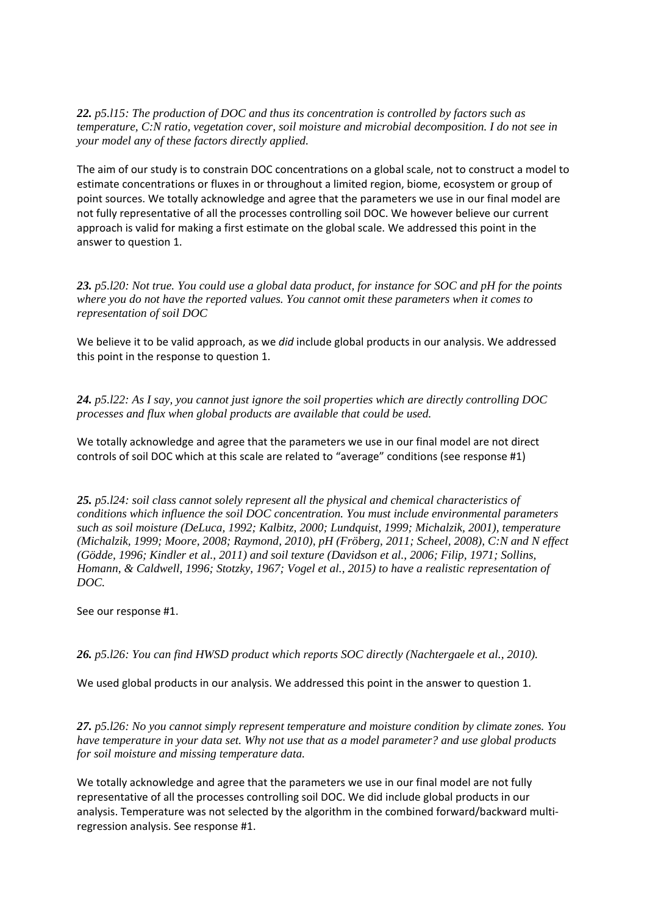***22.*** *p5.l15: The production of DOC and thus its concentration is controlled by factors such as temperature, C:N ratio, vegetation cover, soil moisture and microbial decomposition. I do not see in your model any of these factors directly applied.*

The aim of our study is to constrain DOC concentrations on a global scale, not to construct a model to estimate concentrations or fluxes in or throughout a limited region, biome, ecosystem or group of point sources. We totally acknowledge and agree that the parameters we use in our final model are not fully representative of all the processes controlling soil DOC. We however believe our current approach is valid for making a first estimate on the global scale. We addressed this point in the answer to question 1.

***23.*** *p5.l20: Not true. You could use a global data product, for instance for SOC and pH for the points where you do not have the reported values. You cannot omit these parameters when it comes to representation of soil DOC*

We believe it to be valid approach, as we *did* include global products in our analysis. We addressed this point in the response to question 1.

***24.*** *p5.l22: As I say, you cannot just ignore the soil properties which are directly controlling DOC processes and flux when global products are available that could be used.*

We totally acknowledge and agree that the parameters we use in our final model are not direct controls of soil DOC which at this scale are related to "average" conditions (see response #1)

***25.*** *p5.l24: soil class cannot solely represent all the physical and chemical characteristics of conditions which influence the soil DOC concentration. You must include environmental parameters such as soil moisture (DeLuca, 1992; Kalbitz, 2000; Lundquist, 1999; Michalzik, 2001), temperature (Michalzik, 1999; Moore, 2008; Raymond, 2010), pH (Fröberg, 2011; Scheel, 2008), C:N and N effect (Gödde, 1996; Kindler et al., 2011) and soil texture (Davidson et al., 2006; Filip, 1971; Sollins, Homann, & Caldwell, 1996; Stotzky, 1967; Vogel et al., 2015) to have a realistic representation of DOC.*

See our response #1.

***26.*** *p5.l26: You can find HWSD product which reports SOC directly (Nachtergaele et al., 2010).*

We used global products in our analysis. We addressed this point in the answer to question 1.

***27.*** *p5.l26: No you cannot simply represent temperature and moisture condition by climate zones. You have temperature in your data set. Why not use that as a model parameter? and use global products for soil moisture and missing temperature data.*

We totally acknowledge and agree that the parameters we use in our final model are not fully representative of all the processes controlling soil DOC. We did include global products in our analysis. Temperature was not selected by the algorithm in the combined forward/backward multi-regression analysis. See response #1.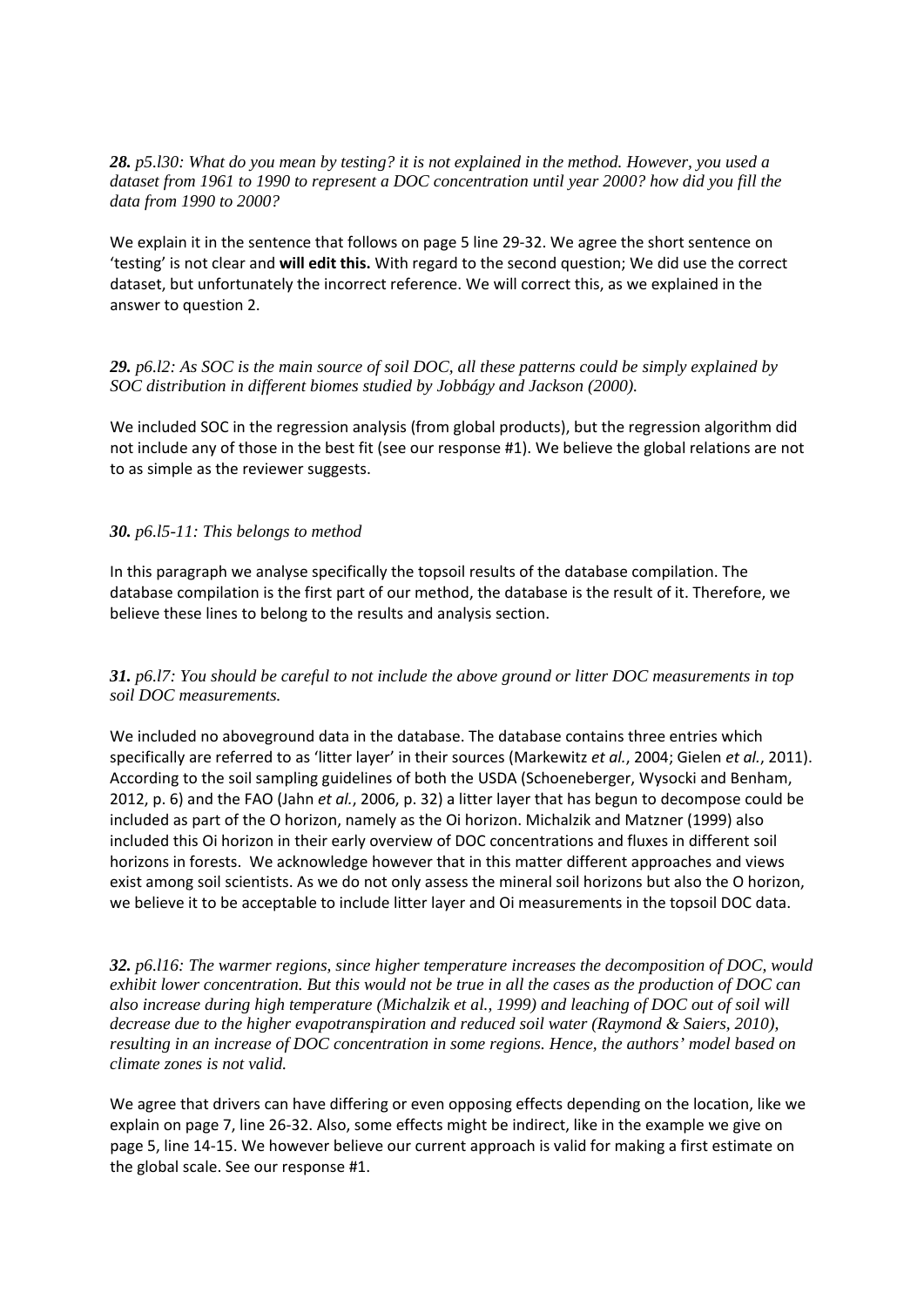***28.*** *p5.l30: What do you mean by testing? it is not explained in the method. However, you used a dataset from 1961 to 1990 to represent a DOC concentration until year 2000? how did you fill the data from 1990 to 2000?*

We explain it in the sentence that follows on page 5 line 29-32. We agree the short sentence on 'testing' is not clear and **will edit this.** With regard to the second question; We did use the correct dataset, but unfortunately the incorrect reference. We will correct this, as we explained in the answer to question 2.

***29.*** *p6.l2: As SOC is the main source of soil DOC, all these patterns could be simply explained by SOC distribution in different biomes studied by Jobbágy and Jackson (2000).*

We included SOC in the regression analysis (from global products), but the regression algorithm did not include any of those in the best fit (see our response #1). We believe the global relations are not to as simple as the reviewer suggests.

***30.*** *p6.l5-11: This belongs to method*

In this paragraph we analyse specifically the topsoil results of the database compilation. The database compilation is the first part of our method, the database is the result of it. Therefore, we believe these lines to belong to the results and analysis section.

***31.*** *p6.l7: You should be careful to not include the above ground or litter DOC measurements in top soil DOC measurements.*

We included no aboveground data in the database. The database contains three entries which specifically are referred to as 'litter layer' in their sources (Markewitz *et al.*, 2004; Gielen *et al.*, 2011). According to the soil sampling guidelines of both the USDA (Schoeneberger, Wysocki and Benham, 2012, p. 6) and the FAO (Jahn *et al.*, 2006, p. 32) a litter layer that has begun to decompose could be included as part of the O horizon, namely as the Oi horizon. Michalzik and Matzner (1999) also included this Oi horizon in their early overview of DOC concentrations and fluxes in different soil horizons in forests. We acknowledge however that in this matter different approaches and views exist among soil scientists. As we do not only assess the mineral soil horizons but also the O horizon, we believe it to be acceptable to include litter layer and Oi measurements in the topsoil DOC data.

***32.*** *p6.l16: The warmer regions, since higher temperature increases the decomposition of DOC, would exhibit lower concentration. But this would not be true in all the cases as the production of DOC can also increase during high temperature (Michalzik et al., 1999) and leaching of DOC out of soil will decrease due to the higher evapotranspiration and reduced soil water (Raymond & Saiers, 2010), resulting in an increase of DOC concentration in some regions. Hence, the authors' model based on climate zones is not valid.*

We agree that drivers can have differing or even opposing effects depending on the location, like we explain on page 7, line 26-32. Also, some effects might be indirect, like in the example we give on page 5, line 14-15. We however believe our current approach is valid for making a first estimate on the global scale. See our response #1.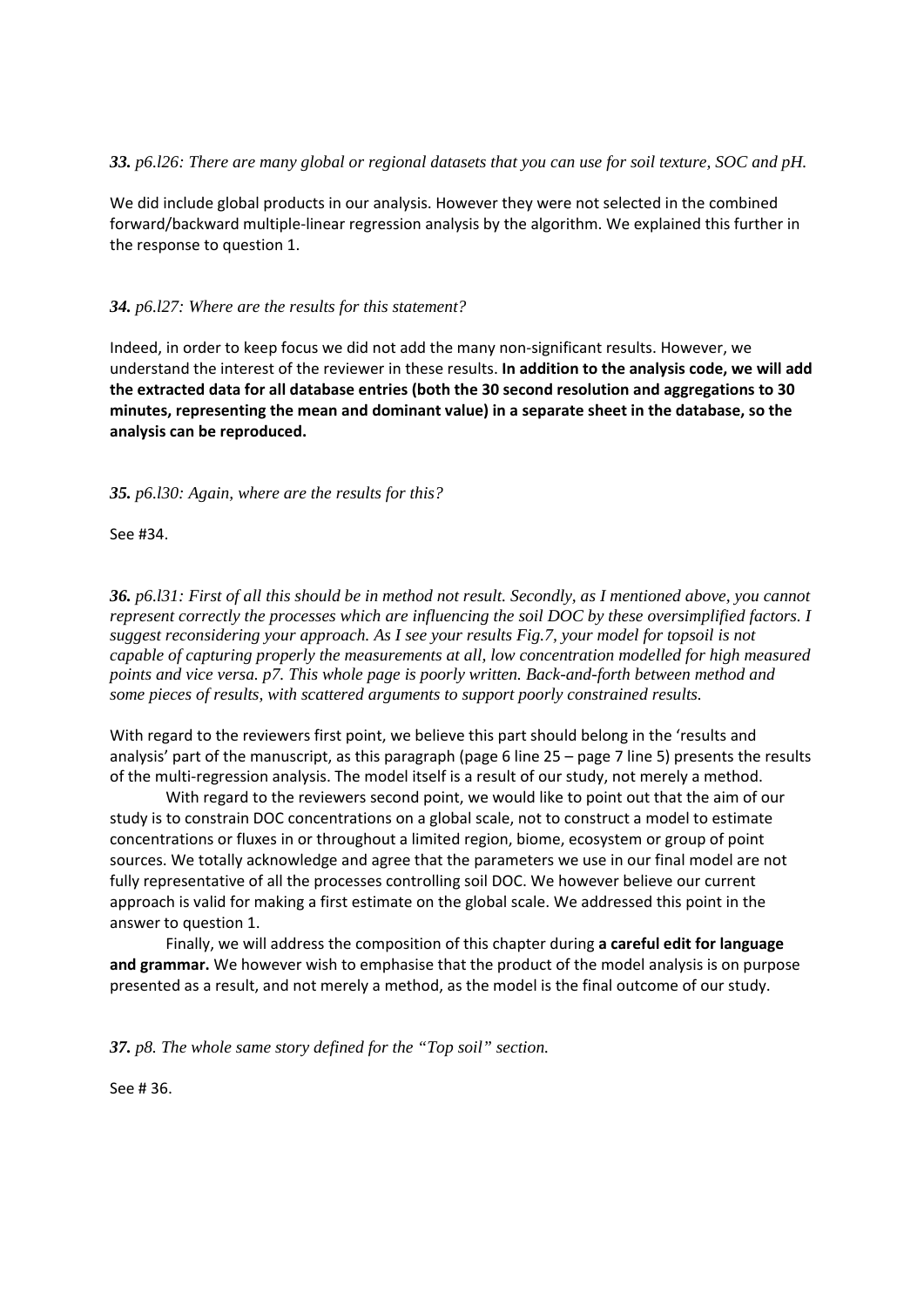***33.*** *p6.l26: There are many global or regional datasets that you can use for soil texture, SOC and pH.*

We did include global products in our analysis. However they were not selected in the combined forward/backward multiple-linear regression analysis by the algorithm. We explained this further in the response to question 1.

***34.*** *p6.l27: Where are the results for this statement?*

Indeed, in order to keep focus we did not add the many non-significant results. However, we understand the interest of the reviewer in these results. **In addition to the analysis code, we will add the extracted data for all database entries (both the 30 second resolution and aggregations to 30 minutes, representing the mean and dominant value) in a separate sheet in the database, so the analysis can be reproduced.**

***35.*** *p6.l30: Again, where are the results for this?*

See #34.

***36.*** *p6.l31: First of all this should be in method not result. Secondly, as I mentioned above, you cannot represent correctly the processes which are influencing the soil DOC by these oversimplified factors. I suggest reconsidering your approach. As I see your results Fig.7, your model for topsoil is not capable of capturing properly the measurements at all, low concentration modelled for high measured points and vice versa. p7. This whole page is poorly written. Back-and-forth between method and some pieces of results, with scattered arguments to support poorly constrained results.*

With regard to the reviewers first point, we believe this part should belong in the 'results and analysis' part of the manuscript, as this paragraph (page 6 line 25 – page 7 line 5) presents the results of the multi-regression analysis. The model itself is a result of our study, not merely a method.

With regard to the reviewers second point, we would like to point out that the aim of our study is to constrain DOC concentrations on a global scale, not to construct a model to estimate concentrations or fluxes in or throughout a limited region, biome, ecosystem or group of point sources. We totally acknowledge and agree that the parameters we use in our final model are not fully representative of all the processes controlling soil DOC. We however believe our current approach is valid for making a first estimate on the global scale. We addressed this point in the answer to question 1.

Finally, we will address the composition of this chapter during **a careful edit for language and grammar.** We however wish to emphasise that the product of the model analysis is on purpose presented as a result, and not merely a method, as the model is the final outcome of our study.

***37.*** *p8. The whole same story defined for the "Top soil" section.*

See # 36.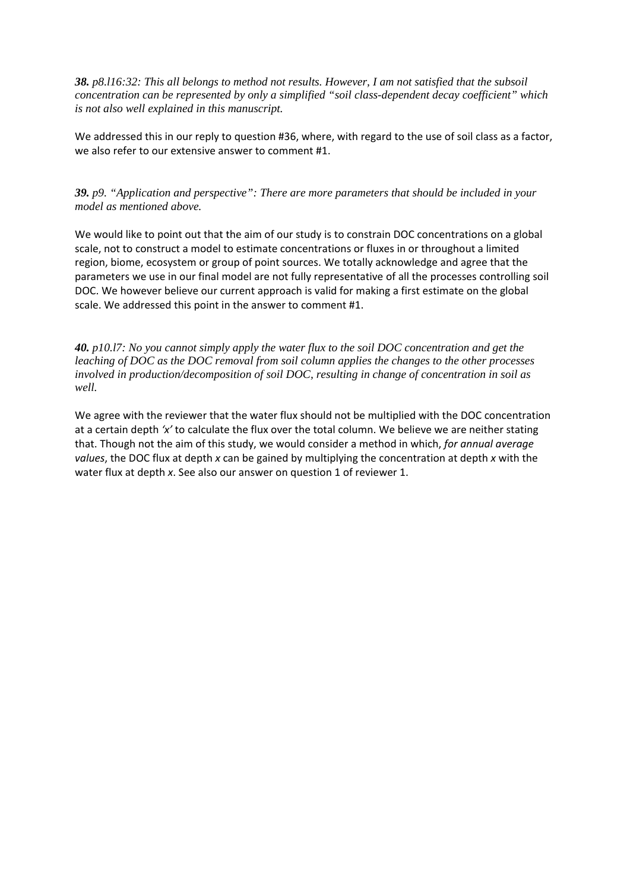***38.*** *p8.l16:32: This all belongs to method not results. However, I am not satisfied that the subsoil concentration can be represented by only a simplified "soil class-dependent decay coefficient" which is not also well explained in this manuscript.*

We addressed this in our reply to question #36, where, with regard to the use of soil class as a factor, we also refer to our extensive answer to comment #1.

***39.*** *p9. "Application and perspective": There are more parameters that should be included in your model as mentioned above.*

We would like to point out that the aim of our study is to constrain DOC concentrations on a global scale, not to construct a model to estimate concentrations or fluxes in or throughout a limited region, biome, ecosystem or group of point sources. We totally acknowledge and agree that the parameters we use in our final model are not fully representative of all the processes controlling soil DOC. We however believe our current approach is valid for making a first estimate on the global scale. We addressed this point in the answer to comment #1.

***40.*** *p10.l7: No you cannot simply apply the water flux to the soil DOC concentration and get the leaching of DOC as the DOC removal from soil column applies the changes to the other processes involved in production/decomposition of soil DOC, resulting in change of concentration in soil as well.*

We agree with the reviewer that the water flux should not be multiplied with the DOC concentration at a certain depth *'x'* to calculate the flux over the total column. We believe we are neither stating that. Though not the aim of this study, we would consider a method in which, *for annual average values*, the DOC flux at depth *x* can be gained by multiplying the concentration at depth *x* with the water flux at depth *x*. See also our answer on question 1 of reviewer 1.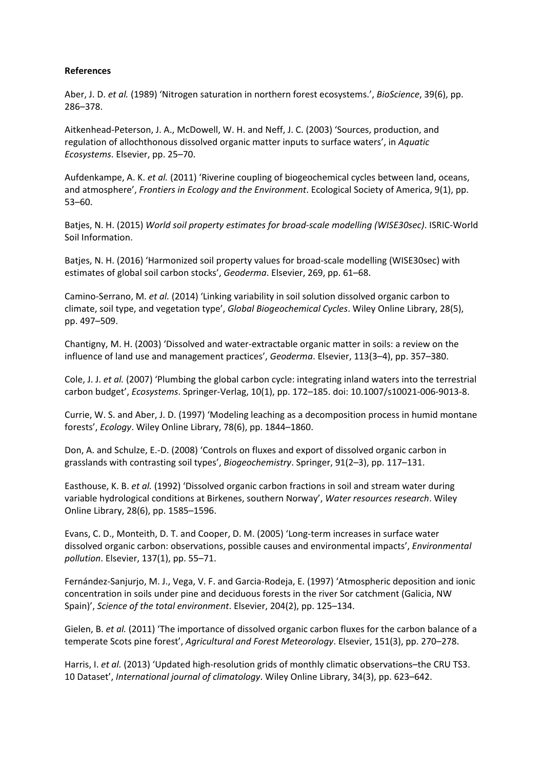**References**

Aber, J. D. *et al.* (1989) 'Nitrogen saturation in northern forest ecosystems.', *BioScience*, 39(6), pp. 286–378.

Aitkenhead-Peterson, J. A., McDowell, W. H. and Neff, J. C. (2003) 'Sources, production, and regulation of allochthonous dissolved organic matter inputs to surface waters', in *Aquatic Ecosystems*. Elsevier, pp. 25–70.

Aufdenkampe, A. K. *et al.* (2011) 'Riverine coupling of biogeochemical cycles between land, oceans, and atmosphere', *Frontiers in Ecology and the Environment*. Ecological Society of America, 9(1), pp. 53–60.

Batjes, N. H. (2015) *World soil property estimates for broad-scale modelling (WISE30sec)*. ISRIC-World Soil Information.

Batjes, N. H. (2016) 'Harmonized soil property values for broad-scale modelling (WISE30sec) with estimates of global soil carbon stocks', *Geoderma*. Elsevier, 269, pp. 61–68.

Camino-Serrano, M. *et al.* (2014) 'Linking variability in soil solution dissolved organic carbon to climate, soil type, and vegetation type', *Global Biogeochemical Cycles*. Wiley Online Library, 28(5), pp. 497–509.

Chantigny, M. H. (2003) 'Dissolved and water-extractable organic matter in soils: a review on the influence of land use and management practices', *Geoderma*. Elsevier, 113(3–4), pp. 357–380.

Cole, J. J. *et al.* (2007) 'Plumbing the global carbon cycle: integrating inland waters into the terrestrial carbon budget', *Ecosystems*. Springer-Verlag, 10(1), pp. 172–185. doi: 10.1007/s10021-006-9013-8.

Currie, W. S. and Aber, J. D. (1997) 'Modeling leaching as a decomposition process in humid montane forests', *Ecology*. Wiley Online Library, 78(6), pp. 1844–1860.

Don, A. and Schulze, E.-D. (2008) 'Controls on fluxes and export of dissolved organic carbon in grasslands with contrasting soil types', *Biogeochemistry*. Springer, 91(2–3), pp. 117–131.

Easthouse, K. B. *et al.* (1992) 'Dissolved organic carbon fractions in soil and stream water during variable hydrological conditions at Birkenes, southern Norway', *Water resources research*. Wiley Online Library, 28(6), pp. 1585–1596.

Evans, C. D., Monteith, D. T. and Cooper, D. M. (2005) 'Long-term increases in surface water dissolved organic carbon: observations, possible causes and environmental impacts', *Environmental pollution*. Elsevier, 137(1), pp. 55–71.

Fernández-Sanjurjo, M. J., Vega, V. F. and Garcia-Rodeja, E. (1997) 'Atmospheric deposition and ionic concentration in soils under pine and deciduous forests in the river Sor catchment (Galicia, NW Spain)', *Science of the total environment*. Elsevier, 204(2), pp. 125–134.

Gielen, B. *et al.* (2011) 'The importance of dissolved organic carbon fluxes for the carbon balance of a temperate Scots pine forest', *Agricultural and Forest Meteorology*. Elsevier, 151(3), pp. 270–278.

Harris, I. *et al.* (2013) 'Updated high-resolution grids of monthly climatic observations–the CRU TS3. 10 Dataset', *International journal of climatology*. Wiley Online Library, 34(3), pp. 623–642.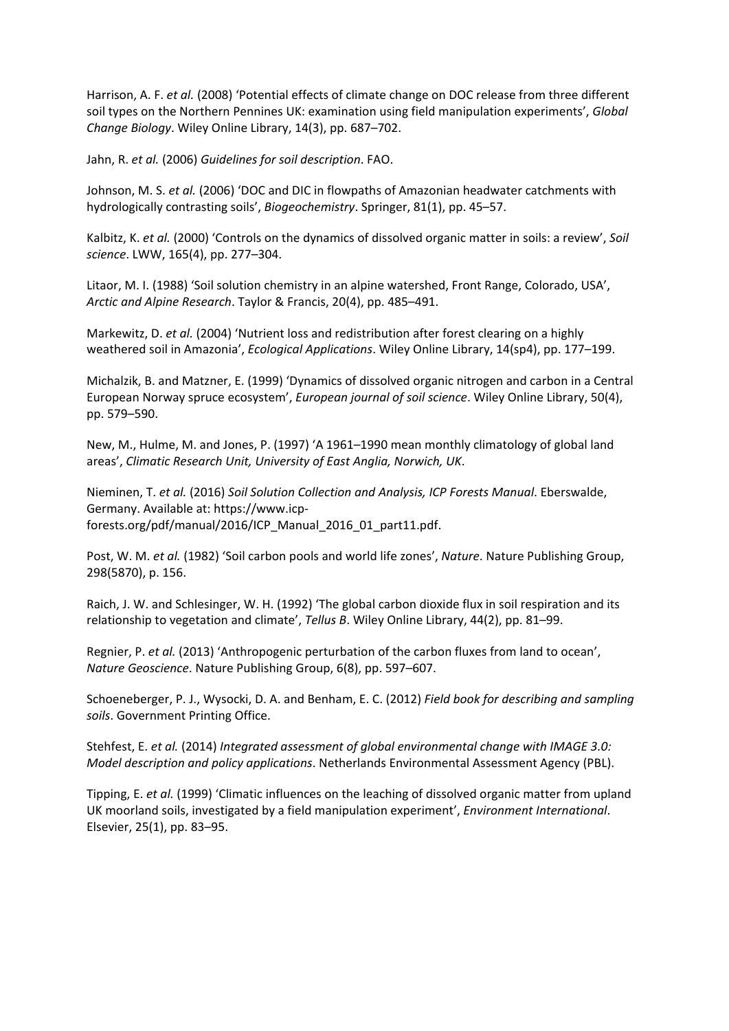Harrison, A. F. *et al.* (2008) 'Potential effects of climate change on DOC release from three different soil types on the Northern Pennines UK: examination using field manipulation experiments', *Global Change Biology*. Wiley Online Library, 14(3), pp. 687–702.

Jahn, R. *et al.* (2006) *Guidelines for soil description*. FAO.

Johnson, M. S. *et al.* (2006) 'DOC and DIC in flowpaths of Amazonian headwater catchments with hydrologically contrasting soils', *Biogeochemistry*. Springer, 81(1), pp. 45–57.

Kalbitz, K. *et al.* (2000) 'Controls on the dynamics of dissolved organic matter in soils: a review', *Soil science*. LWW, 165(4), pp. 277–304.

Litaor, M. I. (1988) 'Soil solution chemistry in an alpine watershed, Front Range, Colorado, USA', *Arctic and Alpine Research*. Taylor & Francis, 20(4), pp. 485–491.

Markewitz, D. *et al.* (2004) 'Nutrient loss and redistribution after forest clearing on a highly weathered soil in Amazonia', *Ecological Applications*. Wiley Online Library, 14(sp4), pp. 177–199.

Michalzik, B. and Matzner, E. (1999) 'Dynamics of dissolved organic nitrogen and carbon in a Central European Norway spruce ecosystem', *European journal of soil science*. Wiley Online Library, 50(4), pp. 579–590.

New, M., Hulme, M. and Jones, P. (1997) 'A 1961–1990 mean monthly climatology of global land areas', *Climatic Research Unit, University of East Anglia, Norwich, UK*.

Nieminen, T. *et al.* (2016) *Soil Solution Collection and Analysis, ICP Forests Manual*. Eberswalde, Germany. Available at: https://www.icp-forests.org/pdf/manual/2016/ICP_Manual_2016_01_part11.pdf.

Post, W. M. *et al.* (1982) 'Soil carbon pools and world life zones', *Nature*. Nature Publishing Group, 298(5870), p. 156.

Raich, J. W. and Schlesinger, W. H. (1992) 'The global carbon dioxide flux in soil respiration and its relationship to vegetation and climate', *Tellus B*. Wiley Online Library, 44(2), pp. 81–99.

Regnier, P. *et al.* (2013) 'Anthropogenic perturbation of the carbon fluxes from land to ocean', *Nature Geoscience*. Nature Publishing Group, 6(8), pp. 597–607.

Schoeneberger, P. J., Wysocki, D. A. and Benham, E. C. (2012) *Field book for describing and sampling soils*. Government Printing Office.

Stehfest, E. *et al.* (2014) *Integrated assessment of global environmental change with IMAGE 3.0: Model description and policy applications*. Netherlands Environmental Assessment Agency (PBL).

Tipping, E. *et al.* (1999) 'Climatic influences on the leaching of dissolved organic matter from upland UK moorland soils, investigated by a field manipulation experiment', *Environment International*. Elsevier, 25(1), pp. 83–95.